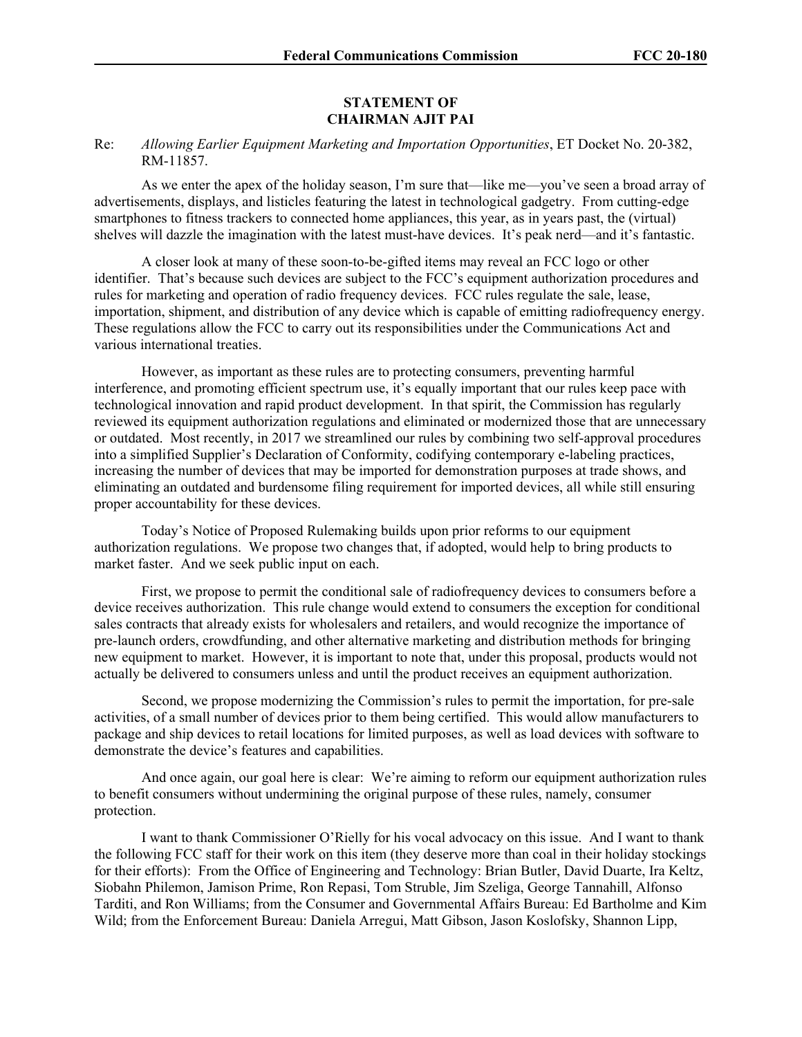**STATEMENT OF**
**CHAIRMAN AJIT PAI**

Re: *Allowing Earlier Equipment Marketing and Importation Opportunities*, ET Docket No. 20-382, RM-11857.

As we enter the apex of the holiday season, I'm sure that—like me—you've seen a broad array of advertisements, displays, and listicles featuring the latest in technological gadgetry. From cutting-edge smartphones to fitness trackers to connected home appliances, this year, as in years past, the (virtual) shelves will dazzle the imagination with the latest must-have devices. It's peak nerd—and it's fantastic.

A closer look at many of these soon-to-be-gifted items may reveal an FCC logo or other identifier. That's because such devices are subject to the FCC's equipment authorization procedures and rules for marketing and operation of radio frequency devices. FCC rules regulate the sale, lease, importation, shipment, and distribution of any device which is capable of emitting radiofrequency energy. These regulations allow the FCC to carry out its responsibilities under the Communications Act and various international treaties.

However, as important as these rules are to protecting consumers, preventing harmful interference, and promoting efficient spectrum use, it's equally important that our rules keep pace with technological innovation and rapid product development. In that spirit, the Commission has regularly reviewed its equipment authorization regulations and eliminated or modernized those that are unnecessary or outdated. Most recently, in 2017 we streamlined our rules by combining two self-approval procedures into a simplified Supplier's Declaration of Conformity, codifying contemporary e-labeling practices, increasing the number of devices that may be imported for demonstration purposes at trade shows, and eliminating an outdated and burdensome filing requirement for imported devices, all while still ensuring proper accountability for these devices.

Today's Notice of Proposed Rulemaking builds upon prior reforms to our equipment authorization regulations. We propose two changes that, if adopted, would help to bring products to market faster. And we seek public input on each.

First, we propose to permit the conditional sale of radiofrequency devices to consumers before a device receives authorization. This rule change would extend to consumers the exception for conditional sales contracts that already exists for wholesalers and retailers, and would recognize the importance of pre-launch orders, crowdfunding, and other alternative marketing and distribution methods for bringing new equipment to market. However, it is important to note that, under this proposal, products would not actually be delivered to consumers unless and until the product receives an equipment authorization.

Second, we propose modernizing the Commission's rules to permit the importation, for pre-sale activities, of a small number of devices prior to them being certified. This would allow manufacturers to package and ship devices to retail locations for limited purposes, as well as load devices with software to demonstrate the device's features and capabilities.

And once again, our goal here is clear: We're aiming to reform our equipment authorization rules to benefit consumers without undermining the original purpose of these rules, namely, consumer protection.

I want to thank Commissioner O'Rielly for his vocal advocacy on this issue. And I want to thank the following FCC staff for their work on this item (they deserve more than coal in their holiday stockings for their efforts): From the Office of Engineering and Technology: Brian Butler, David Duarte, Ira Keltz, Siobahn Philemon, Jamison Prime, Ron Repasi, Tom Struble, Jim Szeliga, George Tannahill, Alfonso Tarditi, and Ron Williams; from the Consumer and Governmental Affairs Bureau: Ed Bartholme and Kim Wild; from the Enforcement Bureau: Daniela Arregui, Matt Gibson, Jason Koslofsky, Shannon Lipp,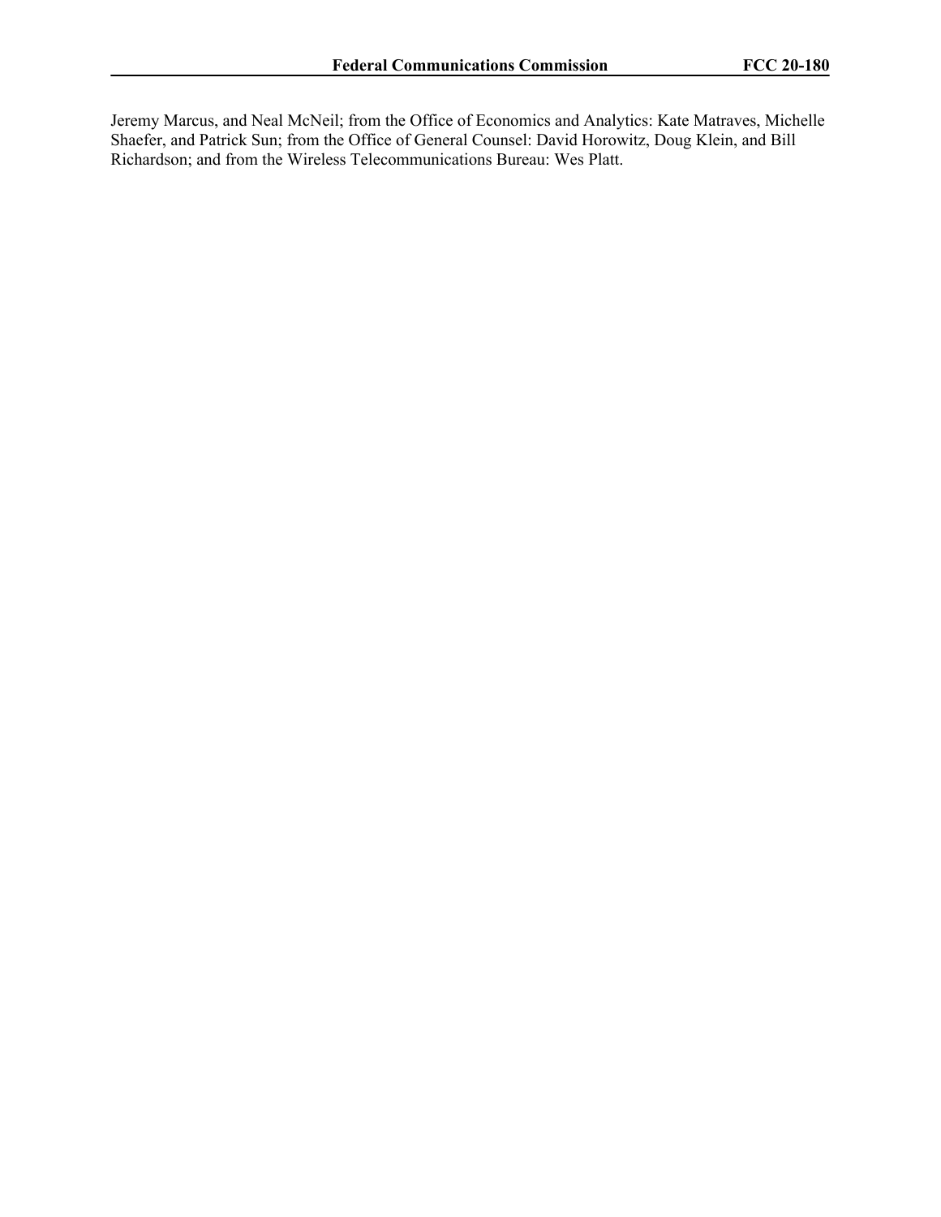Jeremy Marcus, and Neal McNeil; from the Office of Economics and Analytics: Kate Matraves, Michelle Shaefer, and Patrick Sun; from the Office of General Counsel: David Horowitz, Doug Klein, and Bill Richardson; and from the Wireless Telecommunications Bureau: Wes Platt.